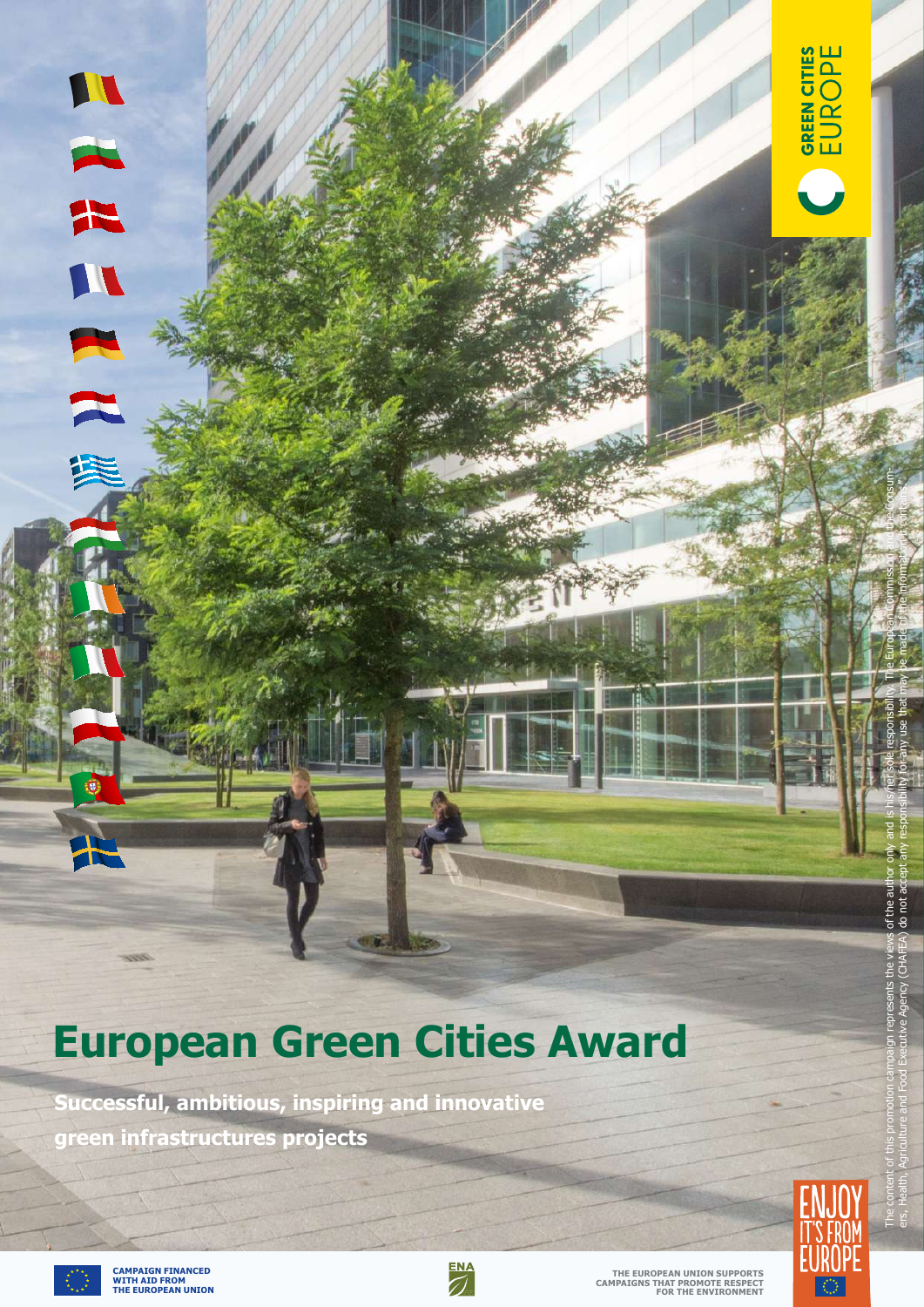GREEN CITIES EUROPE

# European Green Cities Award

**Successful, ambitious, inspiring and innovative green infrastructures projects**

The content of this promotion campaign represents the views of the author only and is his/her sole responsibility. The European Commission and the Consumers, Health, Agriculture and Food Executive Agency (CHAFEA) do not accept any responsibility for any use that may be made of the information it contains.

CAMPAIGN FINANCED WITH AID FROM THE EUROPEAN UNION

ENA

THE EUROPEAN UNION SUPPORTS CAMPAIGNS THAT PROMOTE RESPECT FOR THE ENVIRONMENT

ENJOY IT'S FROM EUROPE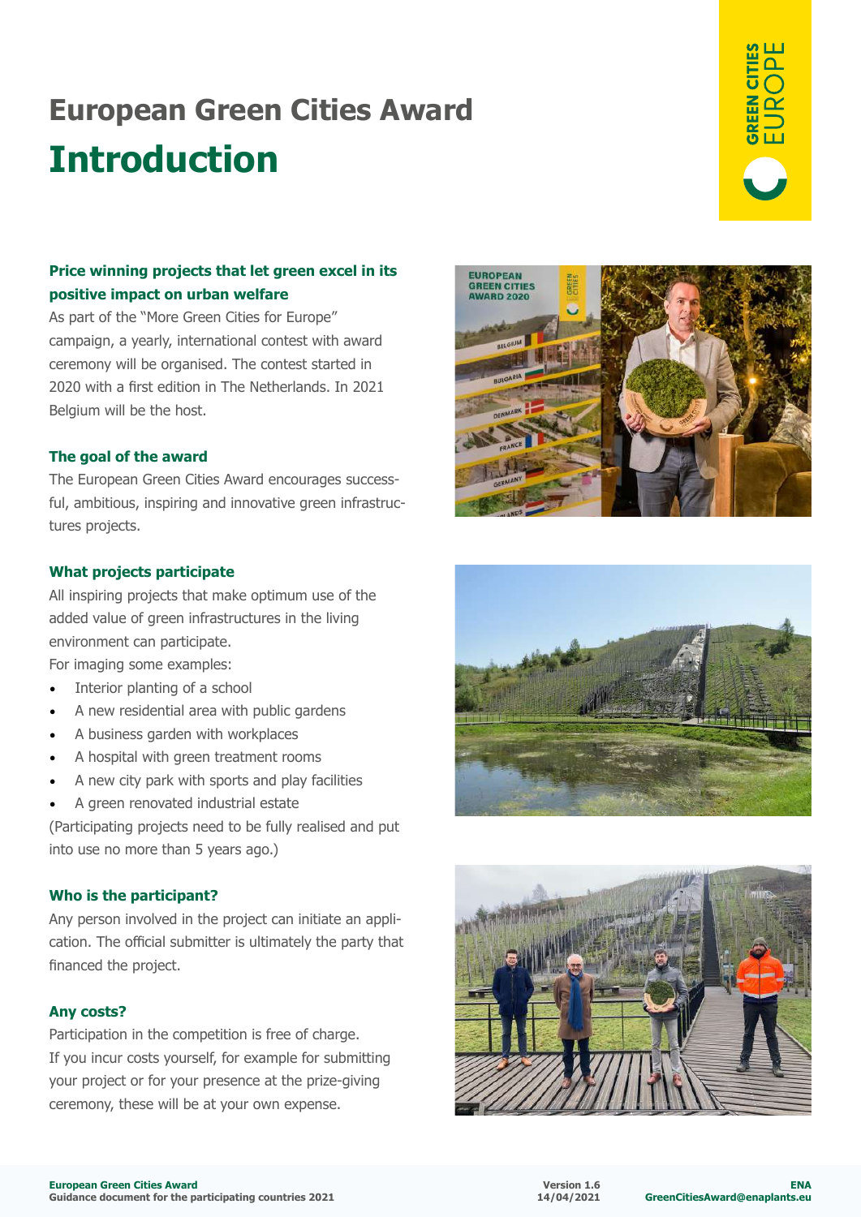# European Green Cities Award

## Introduction

### Price winning projects that let green excel in its positive impact on urban welfare

As part of the "More Green Cities for Europe" campaign, a yearly, international contest with award ceremony will be organised. The contest started in 2020 with a first edition in The Netherlands. In 2021 Belgium will be the host.

### The goal of the award

The European Green Cities Award encourages successful, ambitious, inspiring and innovative green infrastructures projects.

### What projects participate

All inspiring projects that make optimum use of the added value of green infrastructures in the living environment can participate.

For imaging some examples:

- Interior planting of a school
- A new residential area with public gardens
- A business garden with workplaces
- A hospital with green treatment rooms
- A new city park with sports and play facilities
- A green renovated industrial estate

(Participating projects need to be fully realised and put into use no more than 5 years ago.)

### Who is the participant?

Any person involved in the project can initiate an application. The official submitter is ultimately the party that financed the project.

### Any costs?

Participation in the competition is free of charge. If you incur costs yourself, for example for submitting your project or for your presence at the prize-giving ceremony, these will be at your own expense.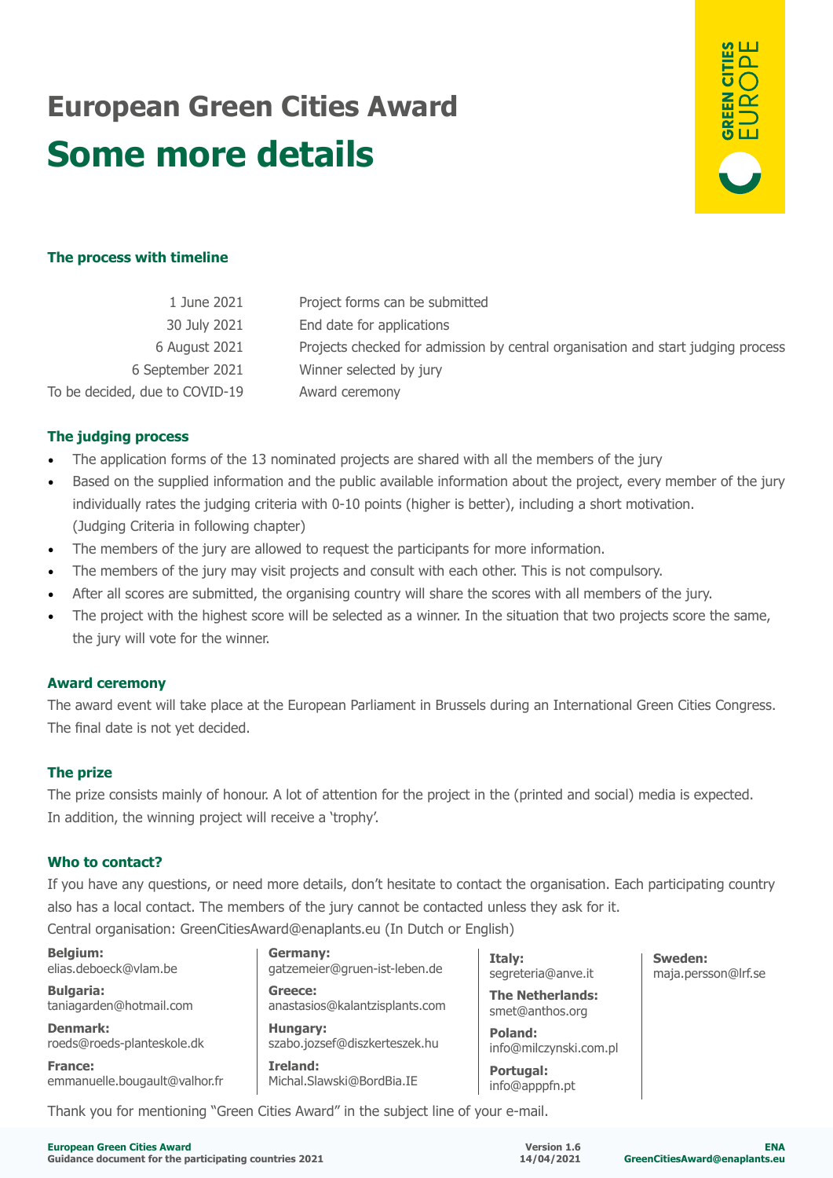# European Green Cities Award

## Some more details

### The process with timeline

| | |
|---|---|
| 1 June 2021 | Project forms can be submitted |
| 30 July 2021 | End date for applications |
| 6 August 2021 | Projects checked for admission by central organisation and start judging process |
| 6 September 2021 | Winner selected by jury |
| To be decided, due to COVID-19 | Award ceremony |

### The judging process

- The application forms of the 13 nominated projects are shared with all the members of the jury
- Based on the supplied information and the public available information about the project, every member of the jury individually rates the judging criteria with 0-10 points (higher is better), including a short motivation. (Judging Criteria in following chapter)
- The members of the jury are allowed to request the participants for more information.
- The members of the jury may visit projects and consult with each other. This is not compulsory.
- After all scores are submitted, the organising country will share the scores with all members of the jury.
- The project with the highest score will be selected as a winner. In the situation that two projects score the same, the jury will vote for the winner.

### Award ceremony

The award event will take place at the European Parliament in Brussels during an International Green Cities Congress. The final date is not yet decided.

### The prize

The prize consists mainly of honour. A lot of attention for the project in the (printed and social) media is expected. In addition, the winning project will receive a 'trophy'.

### Who to contact?

If you have any questions, or need more details, don't hesitate to contact the organisation. Each participating country also has a local contact. The members of the jury cannot be contacted unless they ask for it.

Central organisation: GreenCitiesAward@enaplants.eu (In Dutch or English)

**Belgium:** elias.deboeck@vlam.be

**Bulgaria:** taniagarden@hotmail.com

**Denmark:** roeds@roeds-planteskole.dk

**France:** emmanuelle.bougault@valhor.fr

**Germany:** gatzemeier@gruen-ist-leben.de

**Greece:** anastasios@kalantzisplants.com

**Hungary:** szabo.jozsef@diszkerteszek.hu

**Ireland:** Michal.Slawski@BordBia.IE

**Italy:** segreteria@anve.it

**The Netherlands:** smet@anthos.org

**Poland:** info@milczynski.com.pl

**Portugal:** info@apppfn.pt

**Sweden:** maja.persson@lrf.se

Thank you for mentioning "Green Cities Award" in the subject line of your e-mail.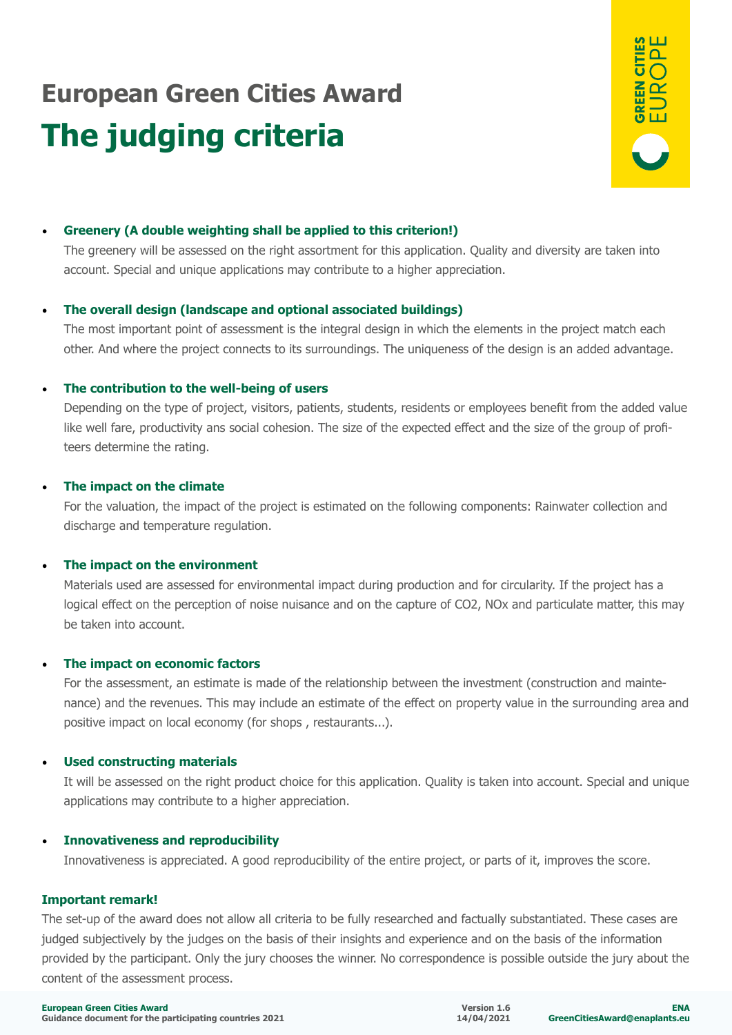# European Green Cities Award

# The judging criteria

- **Greenery (A double weighting shall be applied to this criterion!)**
  The greenery will be assessed on the right assortment for this application. Quality and diversity are taken into account. Special and unique applications may contribute to a higher appreciation.

- **The overall design (landscape and optional associated buildings)**
  The most important point of assessment is the integral design in which the elements in the project match each other. And where the project connects to its surroundings. The uniqueness of the design is an added advantage.

- **The contribution to the well-being of users**
  Depending on the type of project, visitors, patients, students, residents or employees benefit from the added value like well fare, productivity ans social cohesion. The size of the expected effect and the size of the group of profiteers determine the rating.

- **The impact on the climate**
  For the valuation, the impact of the project is estimated on the following components: Rainwater collection and discharge and temperature regulation.

- **The impact on the environment**
  Materials used are assessed for environmental impact during production and for circularity. If the project has a logical effect on the perception of noise nuisance and on the capture of CO2, NOx and particulate matter, this may be taken into account.

- **The impact on economic factors**
  For the assessment, an estimate is made of the relationship between the investment (construction and maintenance) and the revenues. This may include an estimate of the effect on property value in the surrounding area and positive impact on local economy (for shops , restaurants...).

- **Used constructing materials**
  It will be assessed on the right product choice for this application. Quality is taken into account. Special and unique applications may contribute to a higher appreciation.

- **Innovativeness and reproducibility**
  Innovativeness is appreciated. A good reproducibility of the entire project, or parts of it, improves the score.

**Important remark!**

The set-up of the award does not allow all criteria to be fully researched and factually substantiated. These cases are judged subjectively by the judges on the basis of their insights and experience and on the basis of the information provided by the participant. Only the jury chooses the winner. No correspondence is possible outside the jury about the content of the assessment process.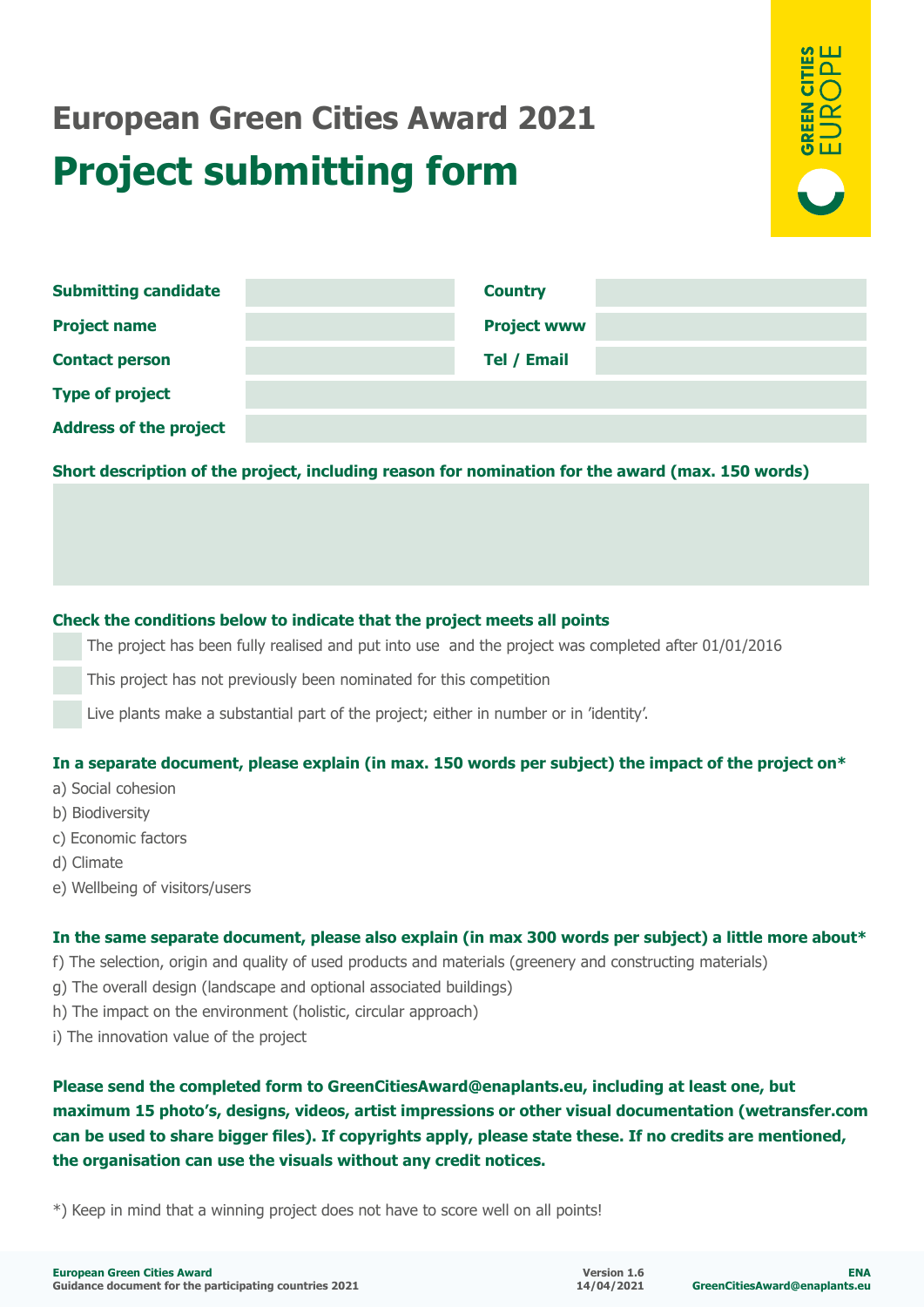# European Green Cities Award 2021

# Project submitting form

GREEN CITIES EUROPE

| | | | |
|---|---|---|---|
| **Submitting candidate** | | **Country** | |
| **Project name** | | **Project www** | |
| **Contact person** | | **Tel / Email** | |
| **Type of project** | | | |
| **Address of the project** | | | |

**Short description of the project, including reason for nomination for the award (max. 150 words)**

**Check the conditions below to indicate that the project meets all points**

- [ ] The project has been fully realised and put into use and the project was completed after 01/01/2016
- [ ] This project has not previously been nominated for this competition
- [ ] Live plants make a substantial part of the project; either in number or in 'identity'.

**In a separate document, please explain (in max. 150 words per subject) the impact of the project on***

a) Social cohesion
b) Biodiversity
c) Economic factors
d) Climate
e) Wellbeing of visitors/users

**In the same separate document, please also explain (in max 300 words per subject) a little more about***

f) The selection, origin and quality of used products and materials (greenery and constructing materials)
g) The overall design (landscape and optional associated buildings)
h) The impact on the environment (holistic, circular approach)
i) The innovation value of the project

**Please send the completed form to GreenCitiesAward@enaplants.eu, including at least one, but maximum 15 photo's, designs, videos, artist impressions or other visual documentation (wetransfer.com can be used to share bigger files). If copyrights apply, please state these. If no credits are mentioned, the organisation can use the visuals without any credit notices.**

*) Keep in mind that a winning project does not have to score well on all points!